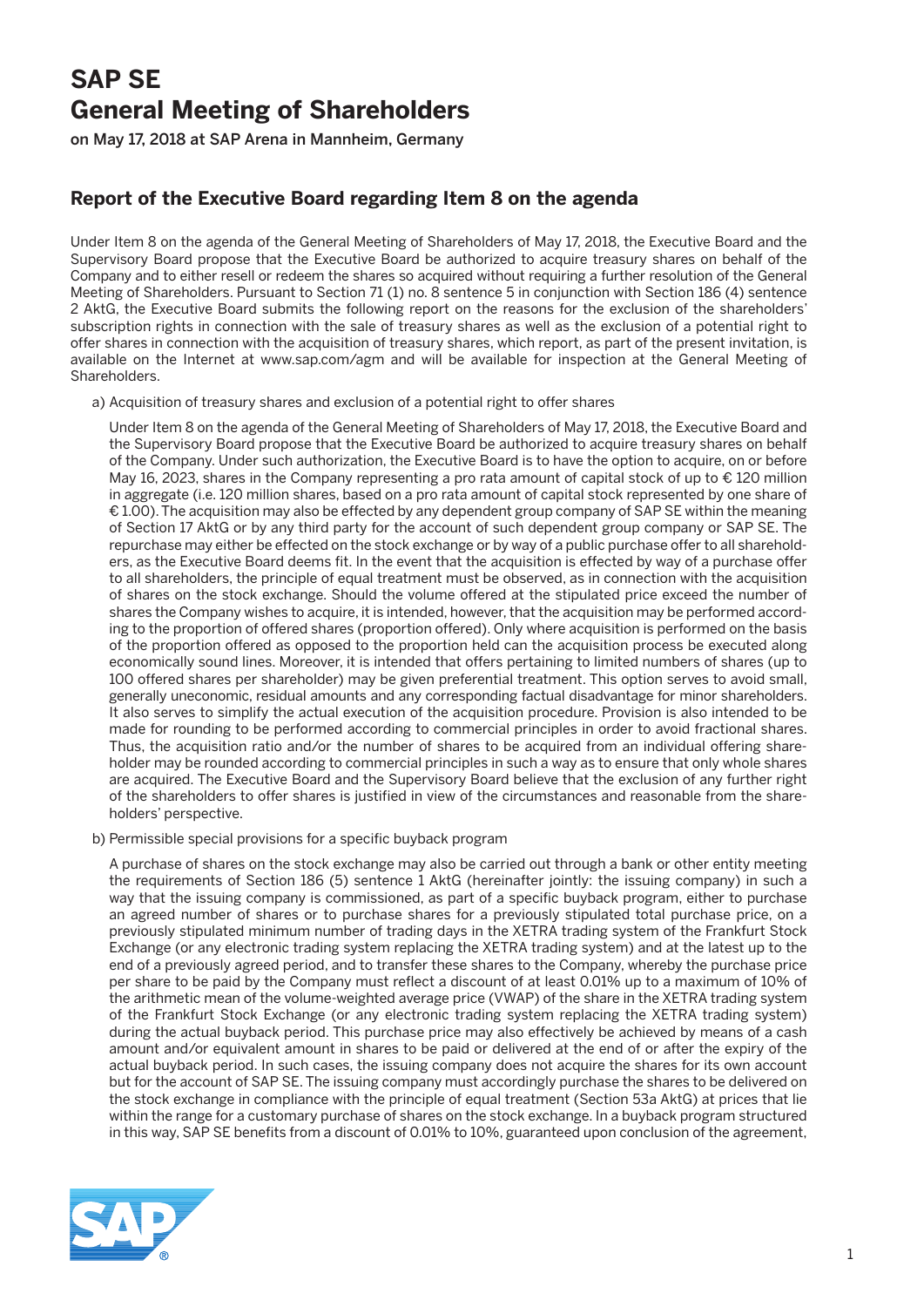# SAP SE
# General Meeting of Shareholders

**on May 17, 2018 at SAP Arena in Mannheim, Germany**

## Report of the Executive Board regarding Item 8 on the agenda

Under Item 8 on the agenda of the General Meeting of Shareholders of May 17, 2018, the Executive Board and the Supervisory Board propose that the Executive Board be authorized to acquire treasury shares on behalf of the Company and to either resell or redeem the shares so acquired without requiring a further resolution of the General Meeting of Shareholders. Pursuant to Section 71 (1) no. 8 sentence 5 in conjunction with Section 186 (4) sentence 2 AktG, the Executive Board submits the following report on the reasons for the exclusion of the shareholders' subscription rights in connection with the sale of treasury shares as well as the exclusion of a potential right to offer shares in connection with the acquisition of treasury shares, which report, as part of the present invitation, is available on the Internet at www.sap.com/agm and will be available for inspection at the General Meeting of Shareholders.

a) Acquisition of treasury shares and exclusion of a potential right to offer shares

Under Item 8 on the agenda of the General Meeting of Shareholders of May 17, 2018, the Executive Board and the Supervisory Board propose that the Executive Board be authorized to acquire treasury shares on behalf of the Company. Under such authorization, the Executive Board is to have the option to acquire, on or before May 16, 2023, shares in the Company representing a pro rata amount of capital stock of up to € 120 million in aggregate (i.e. 120 million shares, based on a pro rata amount of capital stock represented by one share of € 1.00). The acquisition may also be effected by any dependent group company of SAP SE within the meaning of Section 17 AktG or by any third party for the account of such dependent group company or SAP SE. The repurchase may either be effected on the stock exchange or by way of a public purchase offer to all shareholders, as the Executive Board deems fit. In the event that the acquisition is effected by way of a purchase offer to all shareholders, the principle of equal treatment must be observed, as in connection with the acquisition of shares on the stock exchange. Should the volume offered at the stipulated price exceed the number of shares the Company wishes to acquire, it is intended, however, that the acquisition may be performed according to the proportion of offered shares (proportion offered). Only where acquisition is performed on the basis of the proportion offered as opposed to the proportion held can the acquisition process be executed along economically sound lines. Moreover, it is intended that offers pertaining to limited numbers of shares (up to 100 offered shares per shareholder) may be given preferential treatment. This option serves to avoid small, generally uneconomic, residual amounts and any corresponding factual disadvantage for minor shareholders. It also serves to simplify the actual execution of the acquisition procedure. Provision is also intended to be made for rounding to be performed according to commercial principles in order to avoid fractional shares. Thus, the acquisition ratio and/or the number of shares to be acquired from an individual offering shareholder may be rounded according to commercial principles in such a way as to ensure that only whole shares are acquired. The Executive Board and the Supervisory Board believe that the exclusion of any further right of the shareholders to offer shares is justified in view of the circumstances and reasonable from the shareholders' perspective.

b) Permissible special provisions for a specific buyback program

A purchase of shares on the stock exchange may also be carried out through a bank or other entity meeting the requirements of Section 186 (5) sentence 1 AktG (hereinafter jointly: the issuing company) in such a way that the issuing company is commissioned, as part of a specific buyback program, either to purchase an agreed number of shares or to purchase shares for a previously stipulated total purchase price, on a previously stipulated minimum number of trading days in the XETRA trading system of the Frankfurt Stock Exchange (or any electronic trading system replacing the XETRA trading system) and at the latest up to the end of a previously agreed period, and to transfer these shares to the Company, whereby the purchase price per share to be paid by the Company must reflect a discount of at least 0.01% up to a maximum of 10% of the arithmetic mean of the volume-weighted average price (VWAP) of the share in the XETRA trading system of the Frankfurt Stock Exchange (or any electronic trading system replacing the XETRA trading system) during the actual buyback period. This purchase price may also effectively be achieved by means of a cash amount and/or equivalent amount in shares to be paid or delivered at the end of or after the expiry of the actual buyback period. In such cases, the issuing company does not acquire the shares for its own account but for the account of SAP SE. The issuing company must accordingly purchase the shares to be delivered on the stock exchange in compliance with the principle of equal treatment (Section 53a AktG) at prices that lie within the range for a customary purchase of shares on the stock exchange. In a buyback program structured in this way, SAP SE benefits from a discount of 0.01% to 10%, guaranteed upon conclusion of the agreement,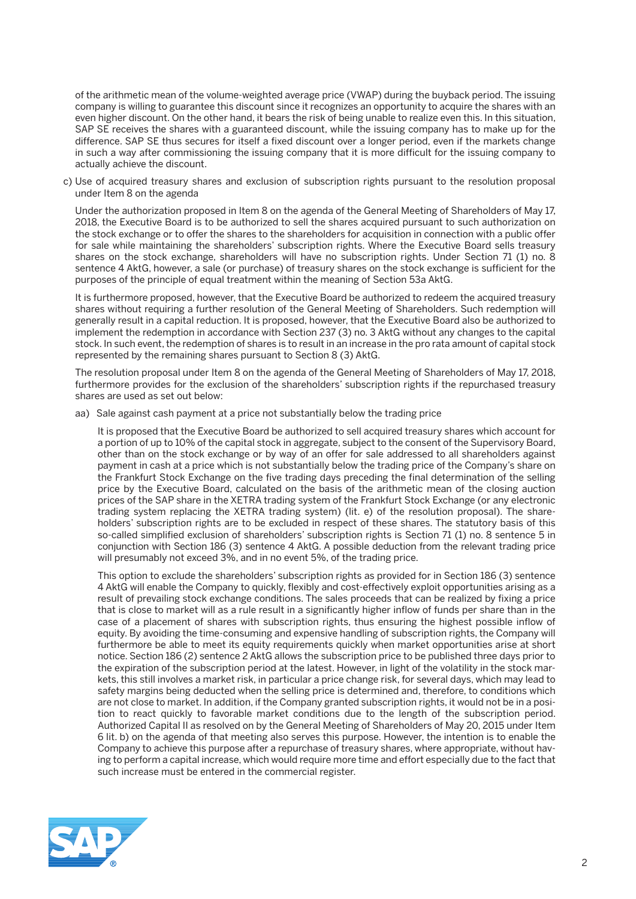of the arithmetic mean of the volume-weighted average price (VWAP) during the buyback period. The issuing company is willing to guarantee this discount since it recognizes an opportunity to acquire the shares with an even higher discount. On the other hand, it bears the risk of being unable to realize even this. In this situation, SAP SE receives the shares with a guaranteed discount, while the issuing company has to make up for the difference. SAP SE thus secures for itself a fixed discount over a longer period, even if the markets change in such a way after commissioning the issuing company that it is more difficult for the issuing company to actually achieve the discount.

c) Use of acquired treasury shares and exclusion of subscription rights pursuant to the resolution proposal under Item 8 on the agenda

Under the authorization proposed in Item 8 on the agenda of the General Meeting of Shareholders of May 17, 2018, the Executive Board is to be authorized to sell the shares acquired pursuant to such authorization on the stock exchange or to offer the shares to the shareholders for acquisition in connection with a public offer for sale while maintaining the shareholders' subscription rights. Where the Executive Board sells treasury shares on the stock exchange, shareholders will have no subscription rights. Under Section 71 (1) no. 8 sentence 4 AktG, however, a sale (or purchase) of treasury shares on the stock exchange is sufficient for the purposes of the principle of equal treatment within the meaning of Section 53a AktG.

It is furthermore proposed, however, that the Executive Board be authorized to redeem the acquired treasury shares without requiring a further resolution of the General Meeting of Shareholders. Such redemption will generally result in a capital reduction. It is proposed, however, that the Executive Board also be authorized to implement the redemption in accordance with Section 237 (3) no. 3 AktG without any changes to the capital stock. In such event, the redemption of shares is to result in an increase in the pro rata amount of capital stock represented by the remaining shares pursuant to Section 8 (3) AktG.

The resolution proposal under Item 8 on the agenda of the General Meeting of Shareholders of May 17, 2018, furthermore provides for the exclusion of the shareholders' subscription rights if the repurchased treasury shares are used as set out below:

aa) Sale against cash payment at a price not substantially below the trading price

It is proposed that the Executive Board be authorized to sell acquired treasury shares which account for a portion of up to 10% of the capital stock in aggregate, subject to the consent of the Supervisory Board, other than on the stock exchange or by way of an offer for sale addressed to all shareholders against payment in cash at a price which is not substantially below the trading price of the Company's share on the Frankfurt Stock Exchange on the five trading days preceding the final determination of the selling price by the Executive Board, calculated on the basis of the arithmetic mean of the closing auction prices of the SAP share in the XETRA trading system of the Frankfurt Stock Exchange (or any electronic trading system replacing the XETRA trading system) (lit. e) of the resolution proposal). The shareholders' subscription rights are to be excluded in respect of these shares. The statutory basis of this so-called simplified exclusion of shareholders' subscription rights is Section 71 (1) no. 8 sentence 5 in conjunction with Section 186 (3) sentence 4 AktG. A possible deduction from the relevant trading price will presumably not exceed 3%, and in no event 5%, of the trading price.

This option to exclude the shareholders' subscription rights as provided for in Section 186 (3) sentence 4 AktG will enable the Company to quickly, flexibly and cost-effectively exploit opportunities arising as a result of prevailing stock exchange conditions. The sales proceeds that can be realized by fixing a price that is close to market will as a rule result in a significantly higher inflow of funds per share than in the case of a placement of shares with subscription rights, thus ensuring the highest possible inflow of equity. By avoiding the time-consuming and expensive handling of subscription rights, the Company will furthermore be able to meet its equity requirements quickly when market opportunities arise at short notice. Section 186 (2) sentence 2 AktG allows the subscription price to be published three days prior to the expiration of the subscription period at the latest. However, in light of the volatility in the stock markets, this still involves a market risk, in particular a price change risk, for several days, which may lead to safety margins being deducted when the selling price is determined and, therefore, to conditions which are not close to market. In addition, if the Company granted subscription rights, it would not be in a position to react quickly to favorable market conditions due to the length of the subscription period. Authorized Capital II as resolved on by the General Meeting of Shareholders of May 20, 2015 under Item 6 lit. b) on the agenda of that meeting also serves this purpose. However, the intention is to enable the Company to achieve this purpose after a repurchase of treasury shares, where appropriate, without having to perform a capital increase, which would require more time and effort especially due to the fact that such increase must be entered in the commercial register.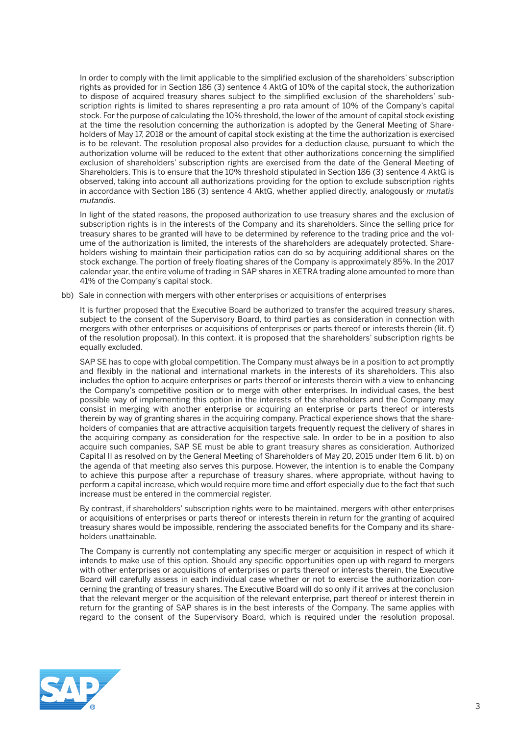In order to comply with the limit applicable to the simplified exclusion of the shareholders' subscription rights as provided for in Section 186 (3) sentence 4 AktG of 10% of the capital stock, the authorization to dispose of acquired treasury shares subject to the simplified exclusion of the shareholders' subscription rights is limited to shares representing a pro rata amount of 10% of the Company's capital stock. For the purpose of calculating the 10% threshold, the lower of the amount of capital stock existing at the time the resolution concerning the authorization is adopted by the General Meeting of Shareholders of May 17, 2018 or the amount of capital stock existing at the time the authorization is exercised is to be relevant. The resolution proposal also provides for a deduction clause, pursuant to which the authorization volume will be reduced to the extent that other authorizations concerning the simplified exclusion of shareholders' subscription rights are exercised from the date of the General Meeting of Shareholders. This is to ensure that the 10% threshold stipulated in Section 186 (3) sentence 4 AktG is observed, taking into account all authorizations providing for the option to exclude subscription rights in accordance with Section 186 (3) sentence 4 AktG, whether applied directly, analogously or *mutatis mutandis*.

In light of the stated reasons, the proposed authorization to use treasury shares and the exclusion of subscription rights is in the interests of the Company and its shareholders. Since the selling price for treasury shares to be granted will have to be determined by reference to the trading price and the volume of the authorization is limited, the interests of the shareholders are adequately protected. Shareholders wishing to maintain their participation ratios can do so by acquiring additional shares on the stock exchange. The portion of freely floating shares of the Company is approximately 85%. In the 2017 calendar year, the entire volume of trading in SAP shares in XETRA trading alone amounted to more than 41% of the Company's capital stock.

bb) Sale in connection with mergers with other enterprises or acquisitions of enterprises

It is further proposed that the Executive Board be authorized to transfer the acquired treasury shares, subject to the consent of the Supervisory Board, to third parties as consideration in connection with mergers with other enterprises or acquisitions of enterprises or parts thereof or interests therein (lit. f) of the resolution proposal). In this context, it is proposed that the shareholders' subscription rights be equally excluded.

SAP SE has to cope with global competition. The Company must always be in a position to act promptly and flexibly in the national and international markets in the interests of its shareholders. This also includes the option to acquire enterprises or parts thereof or interests therein with a view to enhancing the Company's competitive position or to merge with other enterprises. In individual cases, the best possible way of implementing this option in the interests of the shareholders and the Company may consist in merging with another enterprise or acquiring an enterprise or parts thereof or interests therein by way of granting shares in the acquiring company. Practical experience shows that the shareholders of companies that are attractive acquisition targets frequently request the delivery of shares in the acquiring company as consideration for the respective sale. In order to be in a position to also acquire such companies, SAP SE must be able to grant treasury shares as consideration. Authorized Capital II as resolved on by the General Meeting of Shareholders of May 20, 2015 under Item 6 lit. b) on the agenda of that meeting also serves this purpose. However, the intention is to enable the Company to achieve this purpose after a repurchase of treasury shares, where appropriate, without having to perform a capital increase, which would require more time and effort especially due to the fact that such increase must be entered in the commercial register.

By contrast, if shareholders' subscription rights were to be maintained, mergers with other enterprises or acquisitions of enterprises or parts thereof or interests therein in return for the granting of acquired treasury shares would be impossible, rendering the associated benefits for the Company and its shareholders unattainable.

The Company is currently not contemplating any specific merger or acquisition in respect of which it intends to make use of this option. Should any specific opportunities open up with regard to mergers with other enterprises or acquisitions of enterprises or parts thereof or interests therein, the Executive Board will carefully assess in each individual case whether or not to exercise the authorization concerning the granting of treasury shares. The Executive Board will do so only if it arrives at the conclusion that the relevant merger or the acquisition of the relevant enterprise, part thereof or interest therein in return for the granting of SAP shares is in the best interests of the Company. The same applies with regard to the consent of the Supervisory Board, which is required under the resolution proposal.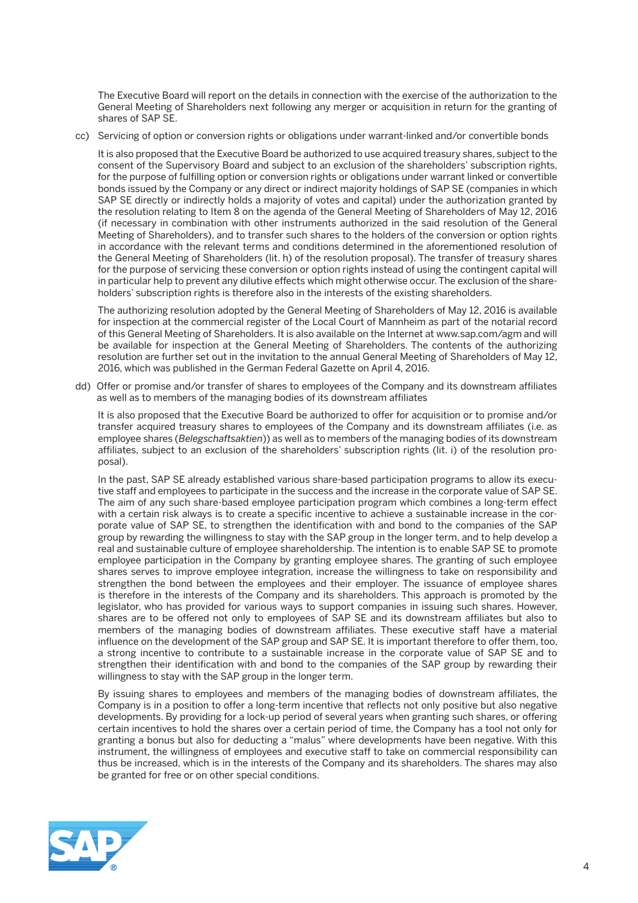The Executive Board will report on the details in connection with the exercise of the authorization to the General Meeting of Shareholders next following any merger or acquisition in return for the granting of shares of SAP SE.

cc) Servicing of option or conversion rights or obligations under warrant-linked and/or convertible bonds

It is also proposed that the Executive Board be authorized to use acquired treasury shares, subject to the consent of the Supervisory Board and subject to an exclusion of the shareholders' subscription rights, for the purpose of fulfilling option or conversion rights or obligations under warrant linked or convertible bonds issued by the Company or any direct or indirect majority holdings of SAP SE (companies in which SAP SE directly or indirectly holds a majority of votes and capital) under the authorization granted by the resolution relating to Item 8 on the agenda of the General Meeting of Shareholders of May 12, 2016 (if necessary in combination with other instruments authorized in the said resolution of the General Meeting of Shareholders), and to transfer such shares to the holders of the conversion or option rights in accordance with the relevant terms and conditions determined in the aforementioned resolution of the General Meeting of Shareholders (lit. h) of the resolution proposal). The transfer of treasury shares for the purpose of servicing these conversion or option rights instead of using the contingent capital will in particular help to prevent any dilutive effects which might otherwise occur. The exclusion of the shareholders' subscription rights is therefore also in the interests of the existing shareholders.

The authorizing resolution adopted by the General Meeting of Shareholders of May 12, 2016 is available for inspection at the commercial register of the Local Court of Mannheim as part of the notarial record of this General Meeting of Shareholders. It is also available on the Internet at www.sap.com/agm and will be available for inspection at the General Meeting of Shareholders. The contents of the authorizing resolution are further set out in the invitation to the annual General Meeting of Shareholders of May 12, 2016, which was published in the German Federal Gazette on April 4, 2016.

dd) Offer or promise and/or transfer of shares to employees of the Company and its downstream affiliates as well as to members of the managing bodies of its downstream affiliates

It is also proposed that the Executive Board be authorized to offer for acquisition or to promise and/or transfer acquired treasury shares to employees of the Company and its downstream affiliates (i.e. as employee shares (*Belegschaftsaktien*)) as well as to members of the managing bodies of its downstream affiliates, subject to an exclusion of the shareholders' subscription rights (lit. i) of the resolution proposal).

In the past, SAP SE already established various share-based participation programs to allow its executive staff and employees to participate in the success and the increase in the corporate value of SAP SE. The aim of any such share-based employee participation program which combines a long-term effect with a certain risk always is to create a specific incentive to achieve a sustainable increase in the corporate value of SAP SE, to strengthen the identification with and bond to the companies of the SAP group by rewarding the willingness to stay with the SAP group in the longer term, and to help develop a real and sustainable culture of employee shareholdership. The intention is to enable SAP SE to promote employee participation in the Company by granting employee shares. The granting of such employee shares serves to improve employee integration, increase the willingness to take on responsibility and strengthen the bond between the employees and their employer. The issuance of employee shares is therefore in the interests of the Company and its shareholders. This approach is promoted by the legislator, who has provided for various ways to support companies in issuing such shares. However, shares are to be offered not only to employees of SAP SE and its downstream affiliates but also to members of the managing bodies of downstream affiliates. These executive staff have a material influence on the development of the SAP group and SAP SE. It is important therefore to offer them, too, a strong incentive to contribute to a sustainable increase in the corporate value of SAP SE and to strengthen their identification with and bond to the companies of the SAP group by rewarding their willingness to stay with the SAP group in the longer term.

By issuing shares to employees and members of the managing bodies of downstream affiliates, the Company is in a position to offer a long-term incentive that reflects not only positive but also negative developments. By providing for a lock-up period of several years when granting such shares, or offering certain incentives to hold the shares over a certain period of time, the Company has a tool not only for granting a bonus but also for deducting a "malus" where developments have been negative. With this instrument, the willingness of employees and executive staff to take on commercial responsibility can thus be increased, which is in the interests of the Company and its shareholders. The shares may also be granted for free or on other special conditions.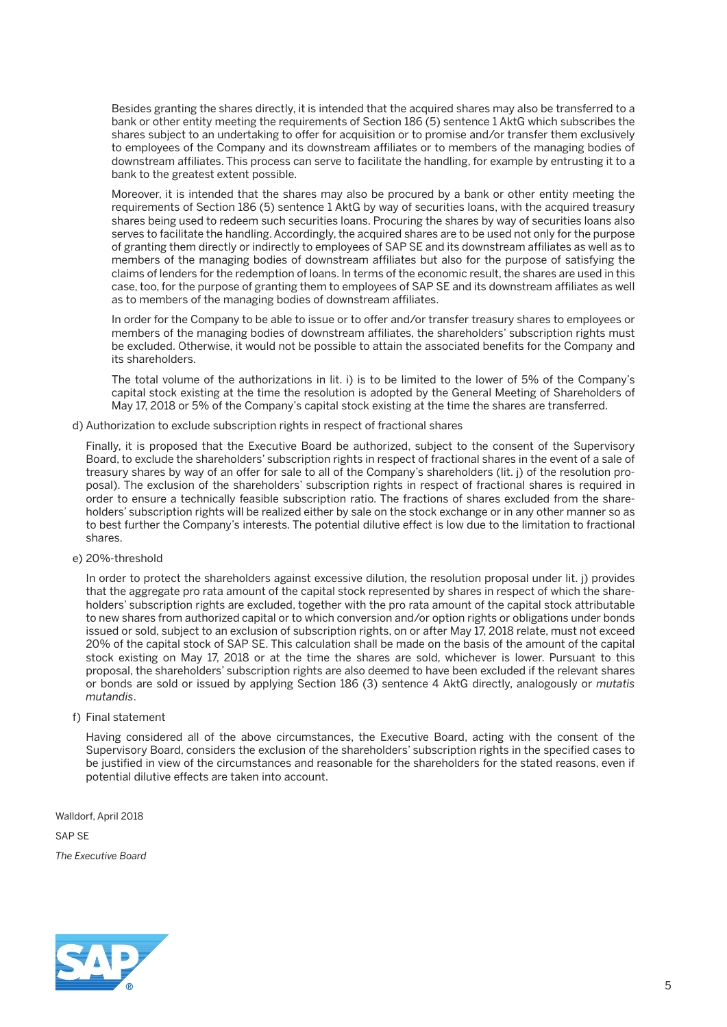Besides granting the shares directly, it is intended that the acquired shares may also be transferred to a bank or other entity meeting the requirements of Section 186 (5) sentence 1 AktG which subscribes the shares subject to an undertaking to offer for acquisition or to promise and/or transfer them exclusively to employees of the Company and its downstream affiliates or to members of the managing bodies of downstream affiliates. This process can serve to facilitate the handling, for example by entrusting it to a bank to the greatest extent possible.

Moreover, it is intended that the shares may also be procured by a bank or other entity meeting the requirements of Section 186 (5) sentence 1 AktG by way of securities loans, with the acquired treasury shares being used to redeem such securities loans. Procuring the shares by way of securities loans also serves to facilitate the handling. Accordingly, the acquired shares are to be used not only for the purpose of granting them directly or indirectly to employees of SAP SE and its downstream affiliates as well as to members of the managing bodies of downstream affiliates but also for the purpose of satisfying the claims of lenders for the redemption of loans. In terms of the economic result, the shares are used in this case, too, for the purpose of granting them to employees of SAP SE and its downstream affiliates as well as to members of the managing bodies of downstream affiliates.

In order for the Company to be able to issue or to offer and/or transfer treasury shares to employees or members of the managing bodies of downstream affiliates, the shareholders' subscription rights must be excluded. Otherwise, it would not be possible to attain the associated benefits for the Company and its shareholders.

The total volume of the authorizations in lit. i) is to be limited to the lower of 5% of the Company's capital stock existing at the time the resolution is adopted by the General Meeting of Shareholders of May 17, 2018 or 5% of the Company's capital stock existing at the time the shares are transferred.

d) Authorization to exclude subscription rights in respect of fractional shares

Finally, it is proposed that the Executive Board be authorized, subject to the consent of the Supervisory Board, to exclude the shareholders' subscription rights in respect of fractional shares in the event of a sale of treasury shares by way of an offer for sale to all of the Company's shareholders (lit. j) of the resolution proposal). The exclusion of the shareholders' subscription rights in respect of fractional shares is required in order to ensure a technically feasible subscription ratio. The fractions of shares excluded from the shareholders' subscription rights will be realized either by sale on the stock exchange or in any other manner so as to best further the Company's interests. The potential dilutive effect is low due to the limitation to fractional shares.

e) 20%-threshold

In order to protect the shareholders against excessive dilution, the resolution proposal under lit. j) provides that the aggregate pro rata amount of the capital stock represented by shares in respect of which the shareholders' subscription rights are excluded, together with the pro rata amount of the capital stock attributable to new shares from authorized capital or to which conversion and/or option rights or obligations under bonds issued or sold, subject to an exclusion of subscription rights, on or after May 17, 2018 relate, must not exceed 20% of the capital stock of SAP SE. This calculation shall be made on the basis of the amount of the capital stock existing on May 17, 2018 or at the time the shares are sold, whichever is lower. Pursuant to this proposal, the shareholders' subscription rights are also deemed to have been excluded if the relevant shares or bonds are sold or issued by applying Section 186 (3) sentence 4 AktG directly, analogously or *mutatis mutandis*.

f) Final statement

Having considered all of the above circumstances, the Executive Board, acting with the consent of the Supervisory Board, considers the exclusion of the shareholders' subscription rights in the specified cases to be justified in view of the circumstances and reasonable for the shareholders for the stated reasons, even if potential dilutive effects are taken into account.

Walldorf, April 2018

SAP SE

*The Executive Board*